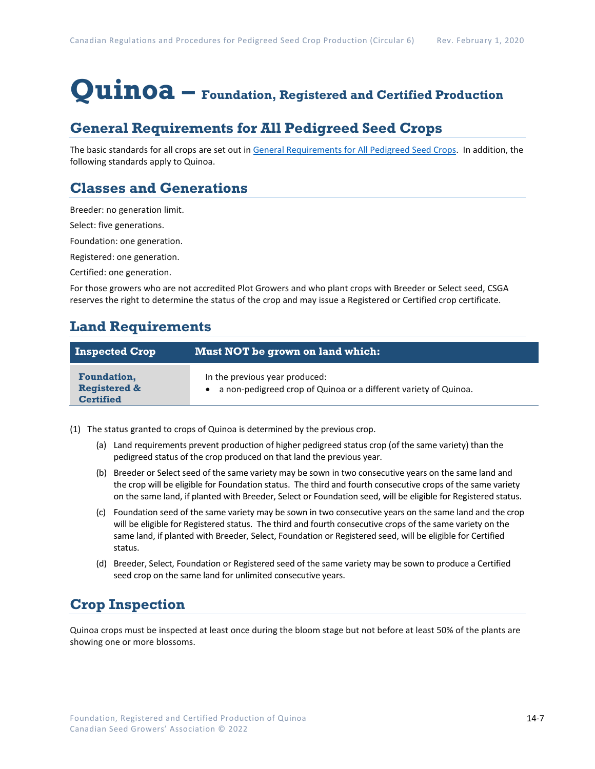# Quinoa – Foundation, Registered and Certified Production

## General Requirements for All Pedigreed Seed Crops

The basic standards for all crops are set out in General Requirements for All Pedigreed Seed Crops. In addition, the following standards apply to Quinoa.

## Classes and Generations

Breeder: no generation limit.

Select: five generations.

Foundation: one generation.

Registered: one generation.

Certified: one generation.

For those growers who are not accredited Plot Growers and who plant crops with Breeder or Select seed, CSGA reserves the right to determine the status of the crop and may issue a Registered or Certified crop certificate.

## Land Requirements

| Inspected Crop | Must NOT be grown on land which: |
|---|---|
| **Foundation, Registered & Certified** | In the previous year produced:<br>• a non-pedigreed crop of Quinoa or a different variety of Quinoa. |

(1) The status granted to crops of Quinoa is determined by the previous crop.

(a) Land requirements prevent production of higher pedigreed status crop (of the same variety) than the pedigreed status of the crop produced on that land the previous year.

(b) Breeder or Select seed of the same variety may be sown in two consecutive years on the same land and the crop will be eligible for Foundation status. The third and fourth consecutive crops of the same variety on the same land, if planted with Breeder, Select or Foundation seed, will be eligible for Registered status.

(c) Foundation seed of the same variety may be sown in two consecutive years on the same land and the crop will be eligible for Registered status. The third and fourth consecutive crops of the same variety on the same land, if planted with Breeder, Select, Foundation or Registered seed, will be eligible for Certified status.

(d) Breeder, Select, Foundation or Registered seed of the same variety may be sown to produce a Certified seed crop on the same land for unlimited consecutive years.

## Crop Inspection

Quinoa crops must be inspected at least once during the bloom stage but not before at least 50% of the plants are showing one or more blossoms.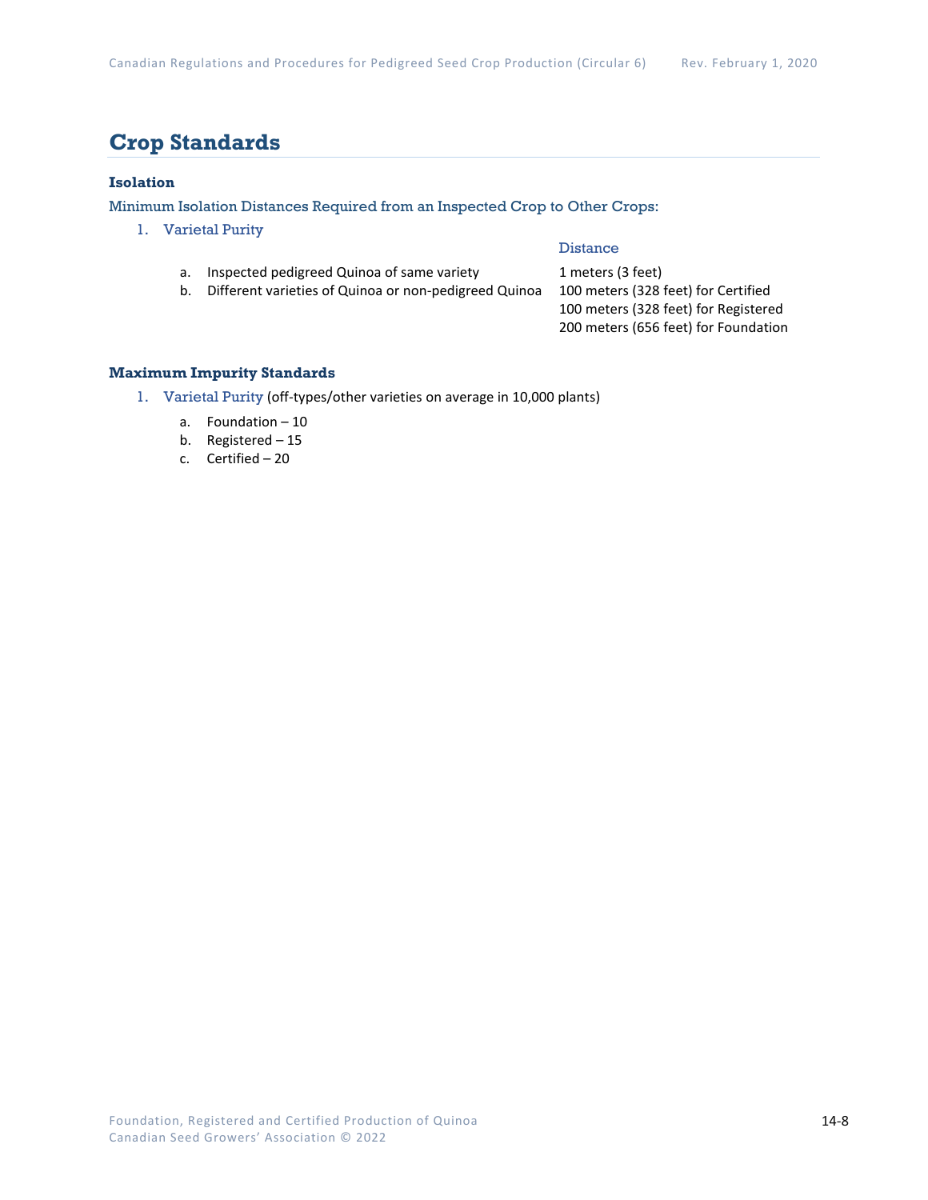## Crop Standards

### Isolation

Minimum Isolation Distances Required from an Inspected Crop to Other Crops:

1. Varietal Purity

| | Distance |
|---|---|
| a. Inspected pedigreed Quinoa of same variety | 1 meters (3 feet) |
| b. Different varieties of Quinoa or non-pedigreed Quinoa | 100 meters (328 feet) for Certified<br>100 meters (328 feet) for Registered<br>200 meters (656 feet) for Foundation |

### Maximum Impurity Standards

1. Varietal Purity (off-types/other varieties on average in 10,000 plants)
   a. Foundation – 10
   b. Registered – 15
   c. Certified – 20